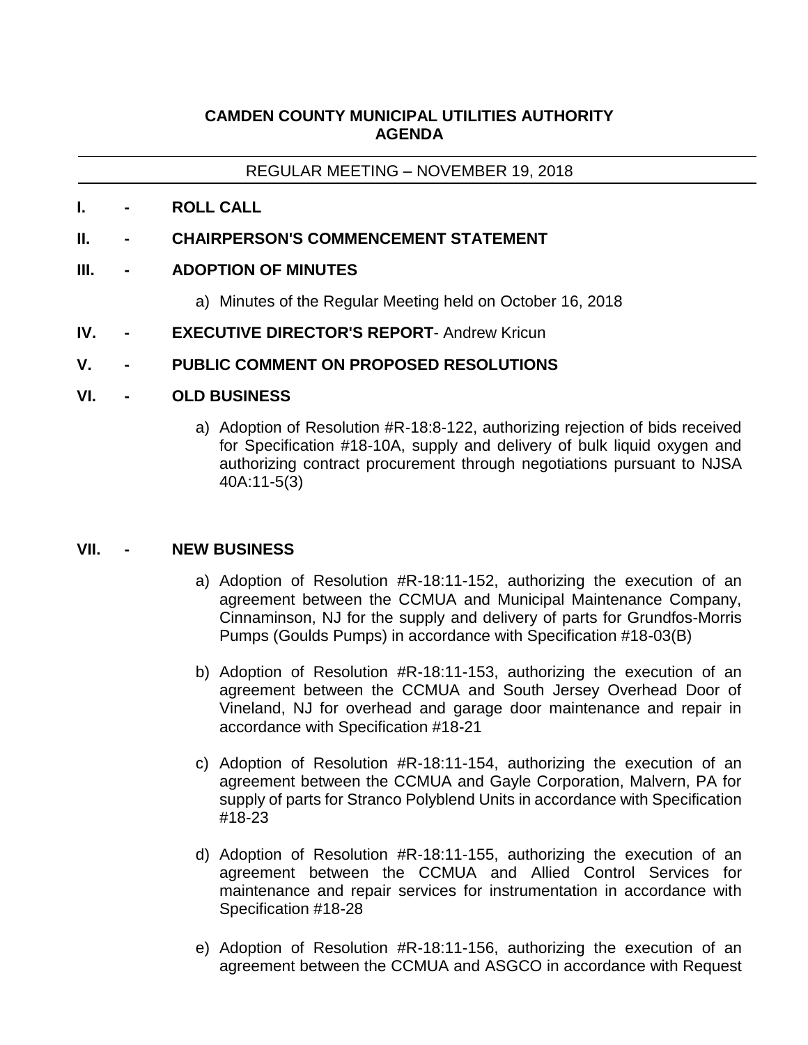# CAMDEN COUNTY MUNICIPAL UTILITIES AUTHORITY
# AGENDA

REGULAR MEETING – NOVEMBER 19, 2018

**I. - ROLL CALL**

**II. - CHAIRPERSON'S COMMENCEMENT STATEMENT**

**III. - ADOPTION OF MINUTES**

a) Minutes of the Regular Meeting held on October 16, 2018

**IV. - EXECUTIVE DIRECTOR'S REPORT**- Andrew Kricun

**V. - PUBLIC COMMENT ON PROPOSED RESOLUTIONS**

**VI. - OLD BUSINESS**

a) Adoption of Resolution #R-18:8-122, authorizing rejection of bids received for Specification #18-10A, supply and delivery of bulk liquid oxygen and authorizing contract procurement through negotiations pursuant to NJSA 40A:11-5(3)

**VII. - NEW BUSINESS**

a) Adoption of Resolution #R-18:11-152, authorizing the execution of an agreement between the CCMUA and Municipal Maintenance Company, Cinnaminson, NJ for the supply and delivery of parts for Grundfos-Morris Pumps (Goulds Pumps) in accordance with Specification #18-03(B)

b) Adoption of Resolution #R-18:11-153, authorizing the execution of an agreement between the CCMUA and South Jersey Overhead Door of Vineland, NJ for overhead and garage door maintenance and repair in accordance with Specification #18-21

c) Adoption of Resolution #R-18:11-154, authorizing the execution of an agreement between the CCMUA and Gayle Corporation, Malvern, PA for supply of parts for Stranco Polyblend Units in accordance with Specification #18-23

d) Adoption of Resolution #R-18:11-155, authorizing the execution of an agreement between the CCMUA and Allied Control Services for maintenance and repair services for instrumentation in accordance with Specification #18-28

e) Adoption of Resolution #R-18:11-156, authorizing the execution of an agreement between the CCMUA and ASGCO in accordance with Request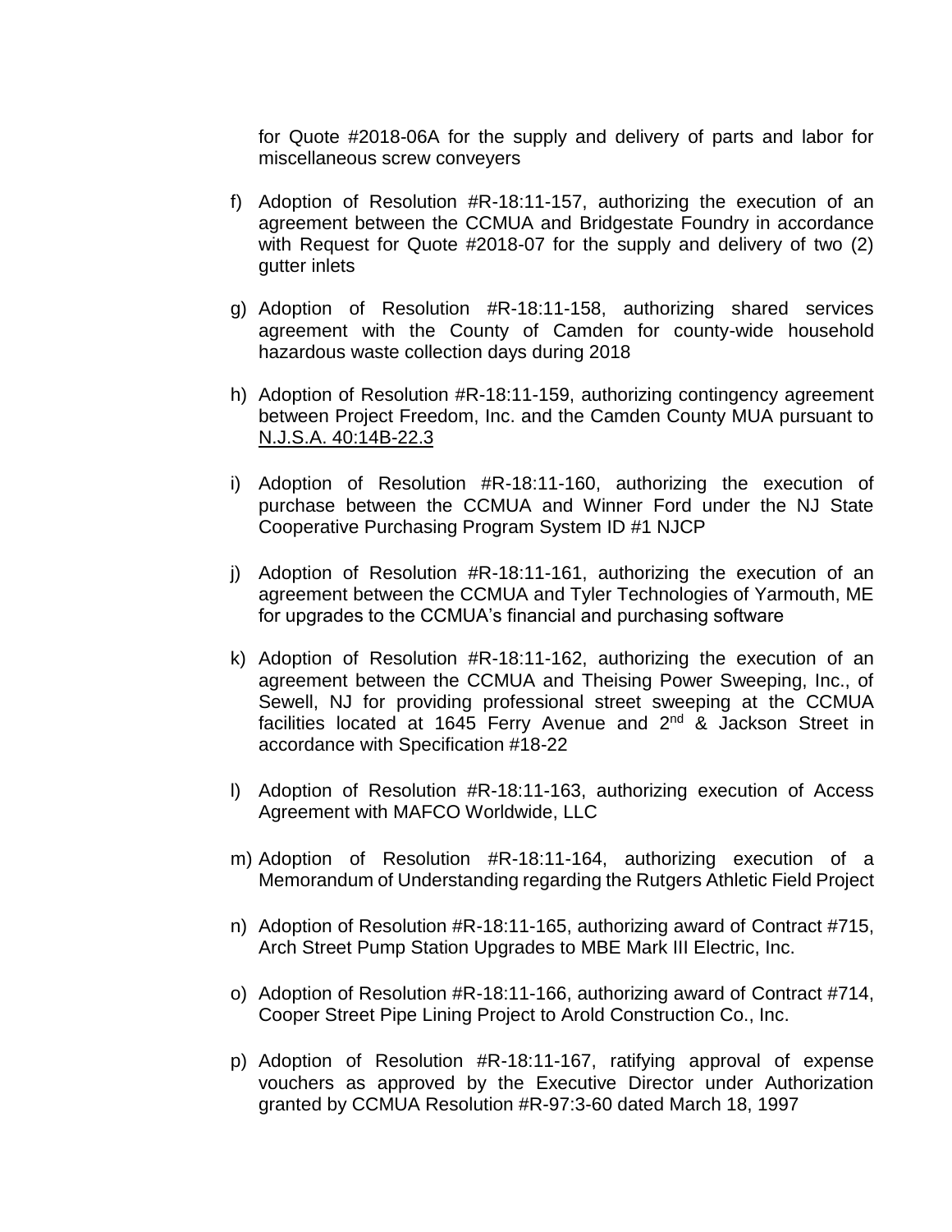for Quote #2018-06A for the supply and delivery of parts and labor for miscellaneous screw conveyers

f) Adoption of Resolution #R-18:11-157, authorizing the execution of an agreement between the CCMUA and Bridgestate Foundry in accordance with Request for Quote #2018-07 for the supply and delivery of two (2) gutter inlets

g) Adoption of Resolution #R-18:11-158, authorizing shared services agreement with the County of Camden for county-wide household hazardous waste collection days during 2018

h) Adoption of Resolution #R-18:11-159, authorizing contingency agreement between Project Freedom, Inc. and the Camden County MUA pursuant to N.J.S.A. 40:14B-22.3

i) Adoption of Resolution #R-18:11-160, authorizing the execution of purchase between the CCMUA and Winner Ford under the NJ State Cooperative Purchasing Program System ID #1 NJCP

j) Adoption of Resolution #R-18:11-161, authorizing the execution of an agreement between the CCMUA and Tyler Technologies of Yarmouth, ME for upgrades to the CCMUA's financial and purchasing software

k) Adoption of Resolution #R-18:11-162, authorizing the execution of an agreement between the CCMUA and Theising Power Sweeping, Inc., of Sewell, NJ for providing professional street sweeping at the CCMUA facilities located at 1645 Ferry Avenue and 2nd & Jackson Street in accordance with Specification #18-22

l) Adoption of Resolution #R-18:11-163, authorizing execution of Access Agreement with MAFCO Worldwide, LLC

m) Adoption of Resolution #R-18:11-164, authorizing execution of a Memorandum of Understanding regarding the Rutgers Athletic Field Project

n) Adoption of Resolution #R-18:11-165, authorizing award of Contract #715, Arch Street Pump Station Upgrades to MBE Mark III Electric, Inc.

o) Adoption of Resolution #R-18:11-166, authorizing award of Contract #714, Cooper Street Pipe Lining Project to Arold Construction Co., Inc.

p) Adoption of Resolution #R-18:11-167, ratifying approval of expense vouchers as approved by the Executive Director under Authorization granted by CCMUA Resolution #R-97:3-60 dated March 18, 1997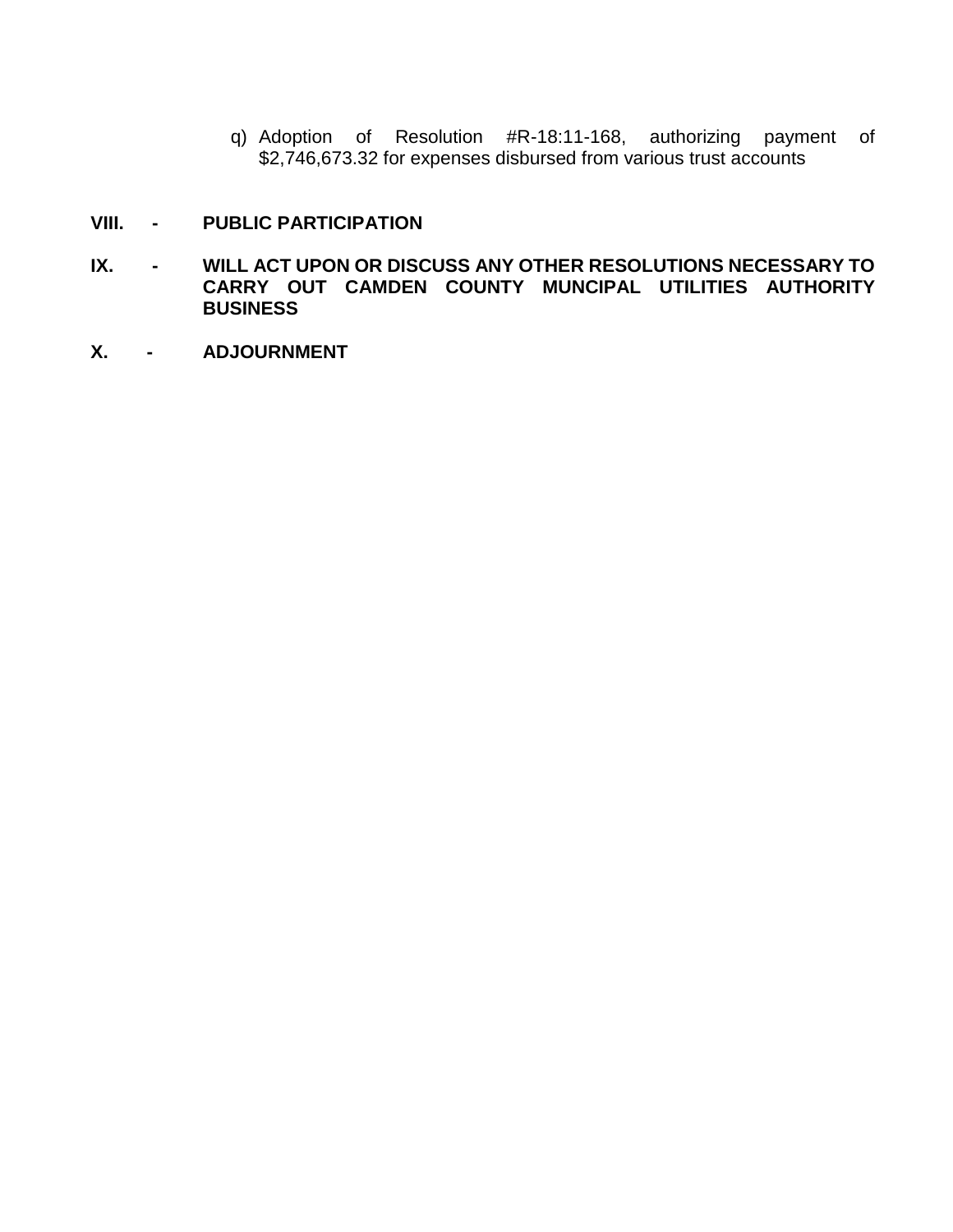q) Adoption of Resolution #R-18:11-168, authorizing payment of $2,746,673.32 for expenses disbursed from various trust accounts

**VIII. - PUBLIC PARTICIPATION**

**IX. - WILL ACT UPON OR DISCUSS ANY OTHER RESOLUTIONS NECESSARY TO CARRY OUT CAMDEN COUNTY MUNCIPAL UTILITIES AUTHORITY BUSINESS**

**X. - ADJOURNMENT**